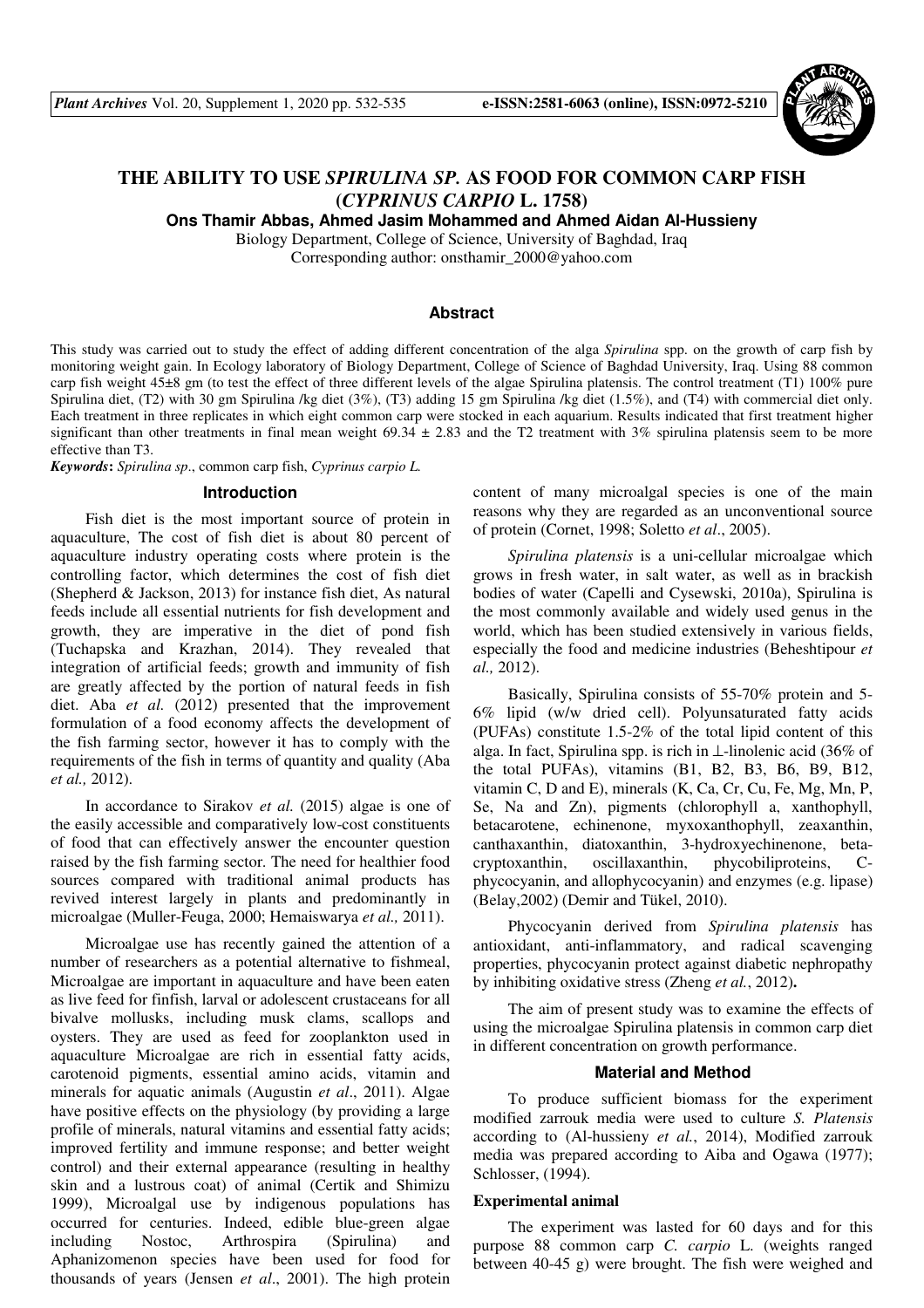# THE ABILITY TO USE *SPIRULINA SP.* AS FOOD FOR COMMON CARP FISH (*CYPRINUS CARPIO* L. 1758)

**Ons Thamir Abbas, Ahmed Jasim Mohammed and Ahmed Aidan Al-Hussieny**

Biology Department, College of Science, University of Baghdad, Iraq

Corresponding author: onsthamir_2000@yahoo.com

## Abstract

This study was carried out to study the effect of adding different concentration of the alga *Spirulina* spp. on the growth of carp fish by monitoring weight gain. In Ecology laboratory of Biology Department, College of Science of Baghdad University, Iraq. Using 88 common carp fish weight 45±8 gm (to test the effect of three different levels of the algae Spirulina platensis. The control treatment (T1) 100% pure Spirulina diet, (T2) with 30 gm Spirulina /kg diet (3%), (T3) adding 15 gm Spirulina /kg diet (1.5%), and (T4) with commercial diet only. Each treatment in three replicates in which eight common carp were stocked in each aquarium. Results indicated that first treatment higher significant than other treatments in final mean weight 69.34 ± 2.83 and the T2 treatment with 3% spirulina platensis seem to be more effective than T3.

***Keywords*:** *Spirulina sp*., common carp fish, *Cyprinus carpio L.*

## Introduction

Fish diet is the most important source of protein in aquaculture, The cost of fish diet is about 80 percent of aquaculture industry operating costs where protein is the controlling factor, which determines the cost of fish diet (Shepherd & Jackson, 2013) for instance fish diet, As natural feeds include all essential nutrients for fish development and growth, they are imperative in the diet of pond fish (Tuchapska and Krazhan, 2014). They revealed that integration of artificial feeds; growth and immunity of fish are greatly affected by the portion of natural feeds in fish diet. Aba *et al.* (2012) presented that the improvement formulation of a food economy affects the development of the fish farming sector, however it has to comply with the requirements of the fish in terms of quantity and quality (Aba *et al.,* 2012).

In accordance to Sirakov *et al.* (2015) algae is one of the easily accessible and comparatively low-cost constituents of food that can effectively answer the encounter question raised by the fish farming sector. The need for healthier food sources compared with traditional animal products has revived interest largely in plants and predominantly in microalgae (Muller-Feuga, 2000; Hemaiswarya *et al.,* 2011).

Microalgae use has recently gained the attention of a number of researchers as a potential alternative to fishmeal, Microalgae are important in aquaculture and have been eaten as live feed for finfish, larval or adolescent crustaceans for all bivalve mollusks, including musk clams, scallops and oysters. They are used as feed for zooplankton used in aquaculture Microalgae are rich in essential fatty acids, carotenoid pigments, essential amino acids, vitamin and minerals for aquatic animals (Augustin *et al*., 2011). Algae have positive effects on the physiology (by providing a large profile of minerals, natural vitamins and essential fatty acids; improved fertility and immune response; and better weight control) and their external appearance (resulting in healthy skin and a lustrous coat) of animal (Certik and Shimizu 1999), Microalgal use by indigenous populations has occurred for centuries. Indeed, edible blue-green algae including Nostoc, Arthrospira (Spirulina) and Aphanizomenon species have been used for food for thousands of years (Jensen *et al*., 2001). The high protein content of many microalgal species is one of the main reasons why they are regarded as an unconventional source of protein (Cornet, 1998; Soletto *et al*., 2005).

*Spirulina platensis* is a uni-cellular microalgae which grows in fresh water, in salt water, as well as in brackish bodies of water (Capelli and Cysewski, 2010a), Spirulina is the most commonly available and widely used genus in the world, which has been studied extensively in various fields, especially the food and medicine industries (Beheshtipour *et al.,* 2012).

Basically, Spirulina consists of 55-70% protein and 5-6% lipid (w/w dried cell). Polyunsaturated fatty acids (PUFAs) constitute 1.5-2% of the total lipid content of this alga. In fact, Spirulina spp. is rich in ⊥-linolenic acid (36% of the total PUFAs), vitamins (B1, B2, B3, B6, B9, B12, vitamin C, D and E), minerals (K, Ca, Cr, Cu, Fe, Mg, Mn, P, Se, Na and Zn), pigments (chlorophyll a, xanthophyll, betacarotene, echinenone, myxoxanthophyll, zeaxanthin, canthaxanthin, diatoxanthin, 3-hydroxyechinenone, beta-cryptoxanthin, oscillaxanthin, phycobiliproteins, C-phycocyanin, and allophycocyanin) and enzymes (e.g. lipase) (Belay,2002) (Demir and Tükel, 2010).

Phycocyanin derived from *Spirulina platensis* has antioxidant, anti-inflammatory, and radical scavenging properties, phycocyanin protect against diabetic nephropathy by inhibiting oxidative stress (Zheng *et al.*, 2012)**.**

The aim of present study was to examine the effects of using the microalgae Spirulina platensis in common carp diet in different concentration on growth performance.

## Material and Method

To produce sufficient biomass for the experiment modified zarrouk media were used to culture *S. Platensis* according to (Al-hussieny *et al.*, 2014), Modified zarrouk media was prepared according to Aiba and Ogawa (1977); Schlosser, (1994).

### Experimental animal

The experiment was lasted for 60 days and for this purpose 88 common carp *C. carpio* L. (weights ranged between 40-45 g) were brought. The fish were weighed and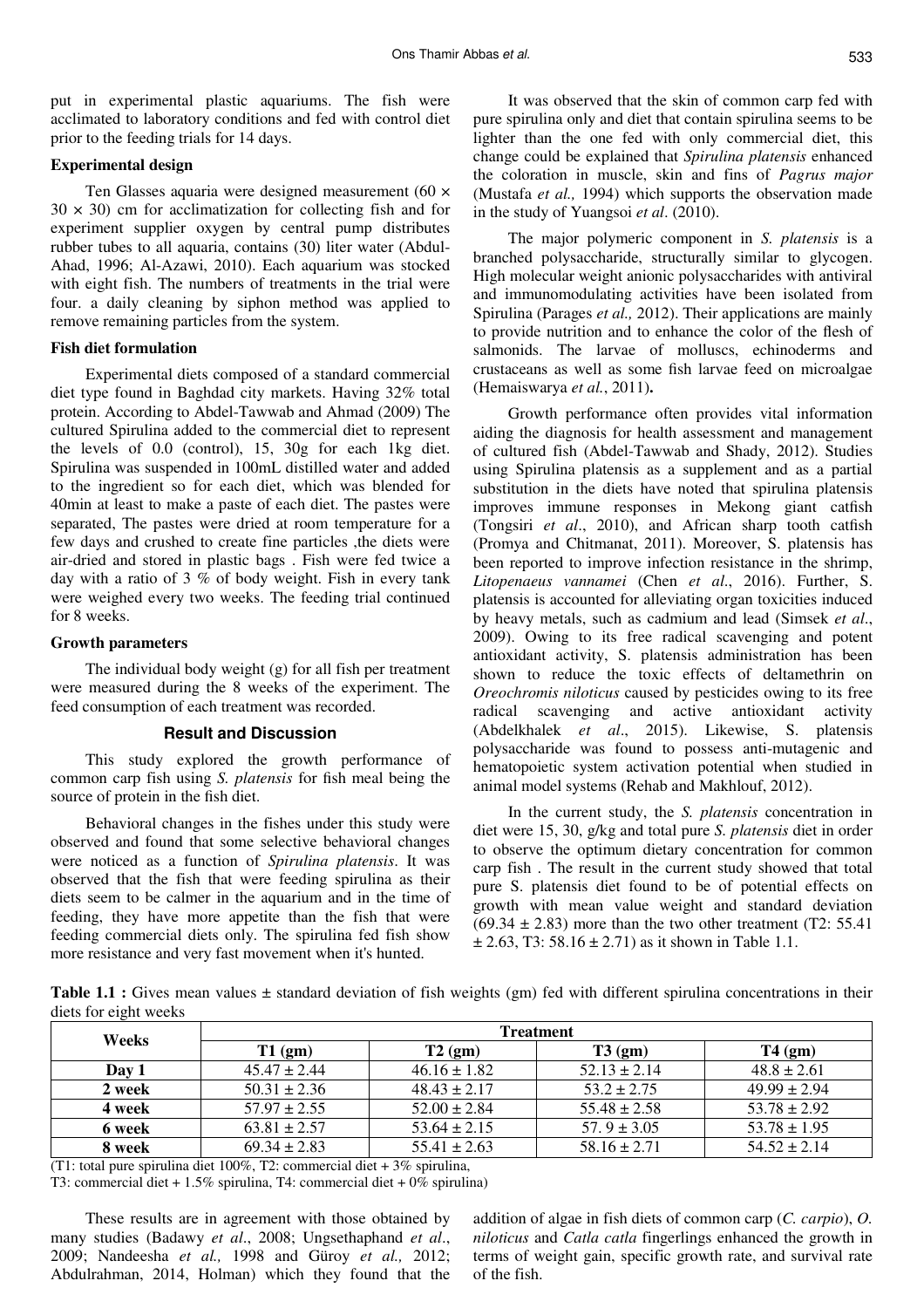put in experimental plastic aquariums. The fish were acclimated to laboratory conditions and fed with control diet prior to the feeding trials for 14 days.

### Experimental design

Ten Glasses aquaria were designed measurement (60 × 30 × 30) cm for acclimatization for collecting fish and for experiment supplier oxygen by central pump distributes rubber tubes to all aquaria, contains (30) liter water (Abdul-Ahad, 1996; Al-Azawi, 2010). Each aquarium was stocked with eight fish. The numbers of treatments in the trial were four. a daily cleaning by siphon method was applied to remove remaining particles from the system.

### Fish diet formulation

Experimental diets composed of a standard commercial diet type found in Baghdad city markets. Having 32% total protein. According to Abdel-Tawwab and Ahmad (2009) The cultured Spirulina added to the commercial diet to represent the levels of 0.0 (control), 15, 30g for each 1kg diet. Spirulina was suspended in 100mL distilled water and added to the ingredient so for each diet, which was blended for 40min at least to make a paste of each diet. The pastes were separated, The pastes were dried at room temperature for a few days and crushed to create fine particles ,the diets were air-dried and stored in plastic bags . Fish were fed twice a day with a ratio of 3 % of body weight. Fish in every tank were weighed every two weeks. The feeding trial continued for 8 weeks.

### Growth parameters

The individual body weight (g) for all fish per treatment were measured during the 8 weeks of the experiment. The feed consumption of each treatment was recorded.

## Result and Discussion

This study explored the growth performance of common carp fish using *S. platensis* for fish meal being the source of protein in the fish diet.

Behavioral changes in the fishes under this study were observed and found that some selective behavioral changes were noticed as a function of *Spirulina platensis*. It was observed that the fish that were feeding spirulina as their diets seem to be calmer in the aquarium and in the time of feeding, they have more appetite than the fish that were feeding commercial diets only. The spirulina fed fish show more resistance and very fast movement when it's hunted.

It was observed that the skin of common carp fed with pure spirulina only and diet that contain spirulina seems to be lighter than the one fed with only commercial diet, this change could be explained that *Spirulina platensis* enhanced the coloration in muscle, skin and fins of *Pagrus major* (Mustafa *et al.,* 1994) which supports the observation made in the study of Yuangsoi *et al*. (2010).

The major polymeric component in *S. platensis* is a branched polysaccharide, structurally similar to glycogen. High molecular weight anionic polysaccharides with antiviral and immunomodulating activities have been isolated from Spirulina (Parages *et al.,* 2012). Their applications are mainly to provide nutrition and to enhance the color of the flesh of salmonids. The larvae of molluscs, echinoderms and crustaceans as well as some fish larvae feed on microalgae (Hemaiswarya *et al.*, 2011).

Growth performance often provides vital information aiding the diagnosis for health assessment and management of cultured fish (Abdel-Tawwab and Shady, 2012). Studies using Spirulina platensis as a supplement and as a partial substitution in the diets have noted that spirulina platensis improves immune responses in Mekong giant catfish (Tongsiri *et al*., 2010), and African sharp tooth catfish (Promya and Chitmanat, 2011). Moreover, S. platensis has been reported to improve infection resistance in the shrimp, *Litopenaeus vannamei* (Chen *et al*., 2016). Further, S. platensis is accounted for alleviating organ toxicities induced by heavy metals, such as cadmium and lead (Simsek *et al*., 2009). Owing to its free radical scavenging and potent antioxidant activity, S. platensis administration has been shown to reduce the toxic effects of deltamethrin on *Oreochromis niloticus* caused by pesticides owing to its free radical scavenging and active antioxidant activity (Abdelkhalek *et al*., 2015). Likewise, S. platensis polysaccharide was found to possess anti-mutagenic and hematopoietic system activation potential when studied in animal model systems (Rehab and Makhlouf, 2012).

In the current study, the *S. platensis* concentration in diet were 15, 30, g/kg and total pure *S. platensis* diet in order to observe the optimum dietary concentration for common carp fish . The result in the current study showed that total pure S. platensis diet found to be of potential effects on growth with mean value weight and standard deviation (69.34 ± 2.83) more than the two other treatment (T2: 55.41 ± 2.63, T3: 58.16 ± 2.71) as it shown in Table 1.1.

**Table 1.1 :** Gives mean values ± standard deviation of fish weights (gm) fed with different spirulina concentrations in their diets for eight weeks

| Weeks | Treatment | | | |
|---|---|---|---|---|
| | T1 (gm) | T2 (gm) | T3 (gm) | T4 (gm) |
| Day 1 | 45.47 ± 2.44 | 46.16 ± 1.82 | 52.13 ± 2.14 | 48.8 ± 2.61 |
| 2 week | 50.31 ± 2.36 | 48.43 ± 2.17 | 53.2 ± 2.75 | 49.99 ± 2.94 |
| 4 week | 57.97 ± 2.55 | 52.00 ± 2.84 | 55.48 ± 2.58 | 53.78 ± 2.92 |
| 6 week | 63.81 ± 2.57 | 53.64 ± 2.15 | 57. 9 ± 3.05 | 53.78 ± 1.95 |
| 8 week | 69.34 ± 2.83 | 55.41 ± 2.63 | 58.16 ± 2.71 | 54.52 ± 2.14 |

(T1: total pure spirulina diet 100%, T2: commercial diet + 3% spirulina,

T3: commercial diet + 1.5% spirulina, T4: commercial diet + 0% spirulina)

These results are in agreement with those obtained by many studies (Badawy *et al*., 2008; Ungsethaphand *et al*., 2009; Nandeesha *et al.,* 1998 and Güroy *et al.,* 2012; Abdulrahman, 2014, Holman) which they found that the addition of algae in fish diets of common carp (*C. carpio*), *O. niloticus* and *Catla catla* fingerlings enhanced the growth in terms of weight gain, specific growth rate, and survival rate of the fish.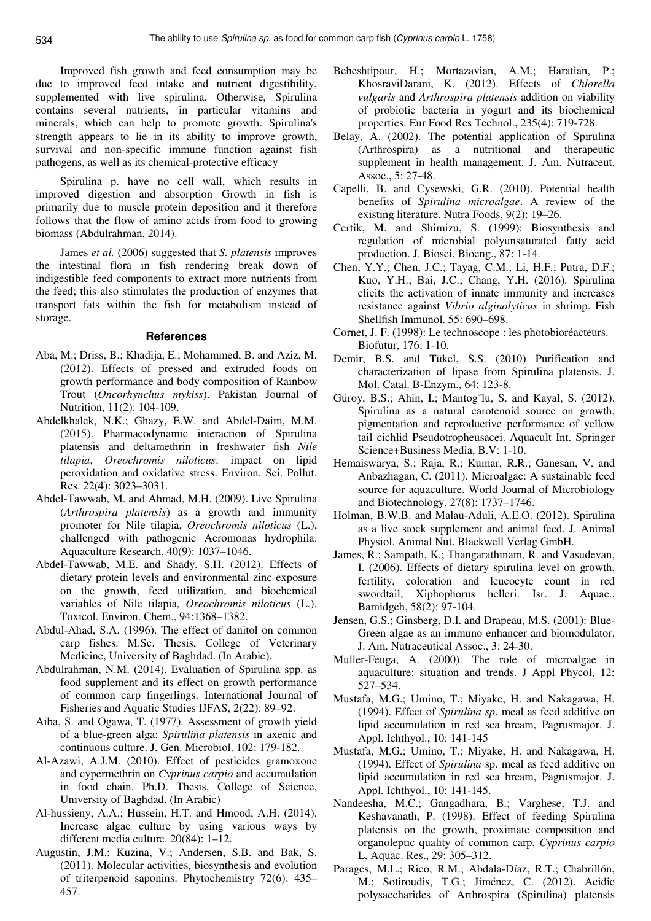Improved fish growth and feed consumption may be due to improved feed intake and nutrient digestibility, supplemented with live spirulina. Otherwise, Spirulina contains several nutrients, in particular vitamins and minerals, which can help to promote growth. Spirulina's strength appears to lie in its ability to improve growth, survival and non-specific immune function against fish pathogens, as well as its chemical-protective efficacy

Spirulina p. have no cell wall, which results in improved digestion and absorption Growth in fish is primarily due to muscle protein deposition and it therefore follows that the flow of amino acids from food to growing biomass (Abdulrahman, 2014).

James *et al.* (2006) suggested that *S. platensis* improves the intestinal flora in fish rendering break down of indigestible feed components to extract more nutrients from the feed; this also stimulates the production of enzymes that transport fats within the fish for metabolism instead of storage.

## References

- Aba, M.; Driss, B.; Khadija, E.; Mohammed, B. and Aziz, M. (2012). Effects of pressed and extruded foods on growth performance and body composition of Rainbow Trout (*Oncorhynchus mykiss*). Pakistan Journal of Nutrition, 11(2): 104-109.
- Abdelkhalek, N.K.; Ghazy, E.W. and Abdel-Daim, M.M. (2015). Pharmacodynamic interaction of Spirulina platensis and deltamethrin in freshwater fish *Nile tilapia*, *Oreochromis niloticus*: impact on lipid peroxidation and oxidative stress. Environ. Sci. Pollut. Res. 22(4): 3023–3031.
- Abdel-Tawwab, M. and Ahmad, M.H. (2009). Live Spirulina (*Arthrospira platensis*) as a growth and immunity promoter for Nile tilapia, *Oreochromis niloticus* (L.), challenged with pathogenic Aeromonas hydrophila. Aquaculture Research, 40(9): 1037–1046.
- Abdel-Tawwab, M.E. and Shady, S.H. (2012). Effects of dietary protein levels and environmental zinc exposure on the growth, feed utilization, and biochemical variables of Nile tilapia, *Oreochromis niloticus* (L.). Toxicol. Environ. Chem., 94:1368–1382.
- Abdul-Ahad, S.A. (1996). The effect of danitol on common carp fishes. M.Sc. Thesis, College of Veterinary Medicine, University of Baghdad. (In Arabic).
- Abdulrahman, N.M. (2014). Evaluation of Spirulina spp. as food supplement and its effect on growth performance of common carp fingerlings. International Journal of Fisheries and Aquatic Studies IJFAS, 2(22): 89–92.
- Aiba, S. and Ogawa, T. (1977). Assessment of growth yield of a blue-green alga: *Spirulina platensis* in axenic and continuous culture. J. Gen. Microbiol. 102: 179-182.
- Al-Azawi, A.J.M. (2010). Effect of pesticides gramoxone and cypermethrin on *Cyprinus carpio* and accumulation in food chain. Ph.D. Thesis, College of Science, University of Baghdad. (In Arabic)
- Al-hussieny, A.A.; Hussein, H.T. and Hmood, A.H. (2014). Increase algae culture by using various ways by different media culture. 20(84): 1–12.
- Augustin, J.M.; Kuzina, V.; Andersen, S.B. and Bak, S. (2011). Molecular activities, biosynthesis and evolution of triterpenoid saponins. Phytochemistry 72(6): 435–457.
- Beheshtipour, H.; Mortazavian, A.M.; Haratian, P.; KhosraviDarani, K. (2012). Effects of *Chlorella vulgaris* and *Arthrospira platensis* addition on viability of probiotic bacteria in yogurt and its biochemical properties. Eur Food Res Technol., 235(4): 719-728.
- Belay, A. (2002). The potential application of Spirulina (Arthrospira) as a nutritional and therapeutic supplement in health management. J. Am. Nutraceut. Assoc., 5: 27-48.
- Capelli, B. and Cysewski, G.R. (2010). Potential health benefits of *Spirulina microalgae*. A review of the existing literature. Nutra Foods, 9(2): 19–26.
- Certik, M. and Shimizu, S. (1999): Biosynthesis and regulation of microbial polyunsaturated fatty acid production. J. Biosci. Bioeng., 87: 1-14.
- Chen, Y.Y.; Chen, J.C.; Tayag, C.M.; Li, H.F.; Putra, D.F.; Kuo, Y.H.; Bai, J.C.; Chang, Y.H. (2016). Spirulina elicits the activation of innate immunity and increases resistance against *Vibrio alginolyticus* in shrimp. Fish Shellfish Immunol. 55: 690–698.
- Cornet, J. F. (1998): Le technoscope : les photobioréacteurs. Biofutur, 176: 1-10.
- Demir, B.S. and Tükel, S.S. (2010) Purification and characterization of lipase from Spirulina platensis. J. Mol. Catal. B-Enzym., 64: 123-8.
- Güroy, B.S.; Ahin, I.; Mantog˘lu, S. and Kayal, S. (2012). Spirulina as a natural carotenoid source on growth, pigmentation and reproductive performance of yellow tail cichlid Pseudotropheusacei. Aquacult Int. Springer Science+Business Media, B.V: 1-10.
- Hemaiswarya, S.; Raja, R.; Kumar, R.R.; Ganesan, V. and Anbazhagan, C. (2011). Microalgae: A sustainable feed source for aquaculture. World Journal of Microbiology and Biotechnology, 27(8): 1737–1746.
- Holman, B.W.B. and Malau-Aduli, A.E.O. (2012). Spirulina as a live stock supplement and animal feed. J. Animal Physiol. Animal Nut. Blackwell Verlag GmbH.
- James, R.; Sampath, K.; Thangarathinam, R. and Vasudevan, I. (2006). Effects of dietary spirulina level on growth, fertility, coloration and leucocyte count in red swordtail, Xiphophorus helleri. Isr. J. Aquac., Bamidgeh, 58(2): 97-104.
- Jensen, G.S.; Ginsberg, D.I. and Drapeau, M.S. (2001): Blue-Green algae as an immuno enhancer and biomodulator. J. Am. Nutraceutical Assoc., 3: 24-30.
- Muller-Feuga, A. (2000). The role of microalgae in aquaculture: situation and trends. J Appl Phycol, 12: 527–534.
- Mustafa, M.G.; Umino, T.; Miyake, H. and Nakagawa, H. (1994). Effect of *Spirulina sp*. meal as feed additive on lipid accumulation in red sea bream, Pagrusmajor. J. Appl. Ichthyol., 10: 141-145
- Mustafa, M.G.; Umino, T.; Miyake, H. and Nakagawa, H. (1994). Effect of *Spirulina* sp. meal as feed additive on lipid accumulation in red sea bream, Pagrusmajor. J. Appl. Ichthyol., 10: 141-145.
- Nandeesha, M.C.; Gangadhara, B.; Varghese, T.J. and Keshavanath, P. (1998). Effect of feeding Spirulina platensis on the growth, proximate composition and organoleptic quality of common carp, *Cyprinus carpio* L, Aquac. Res., 29: 305–312.
- Parages, M.L.; Rico, R.M.; Abdala-Díaz, R.T.; Chabrillón, M.; Sotiroudis, T.G.; Jiménez, C. (2012). Acidic polysaccharides of Arthrospira (Spirulina) platensis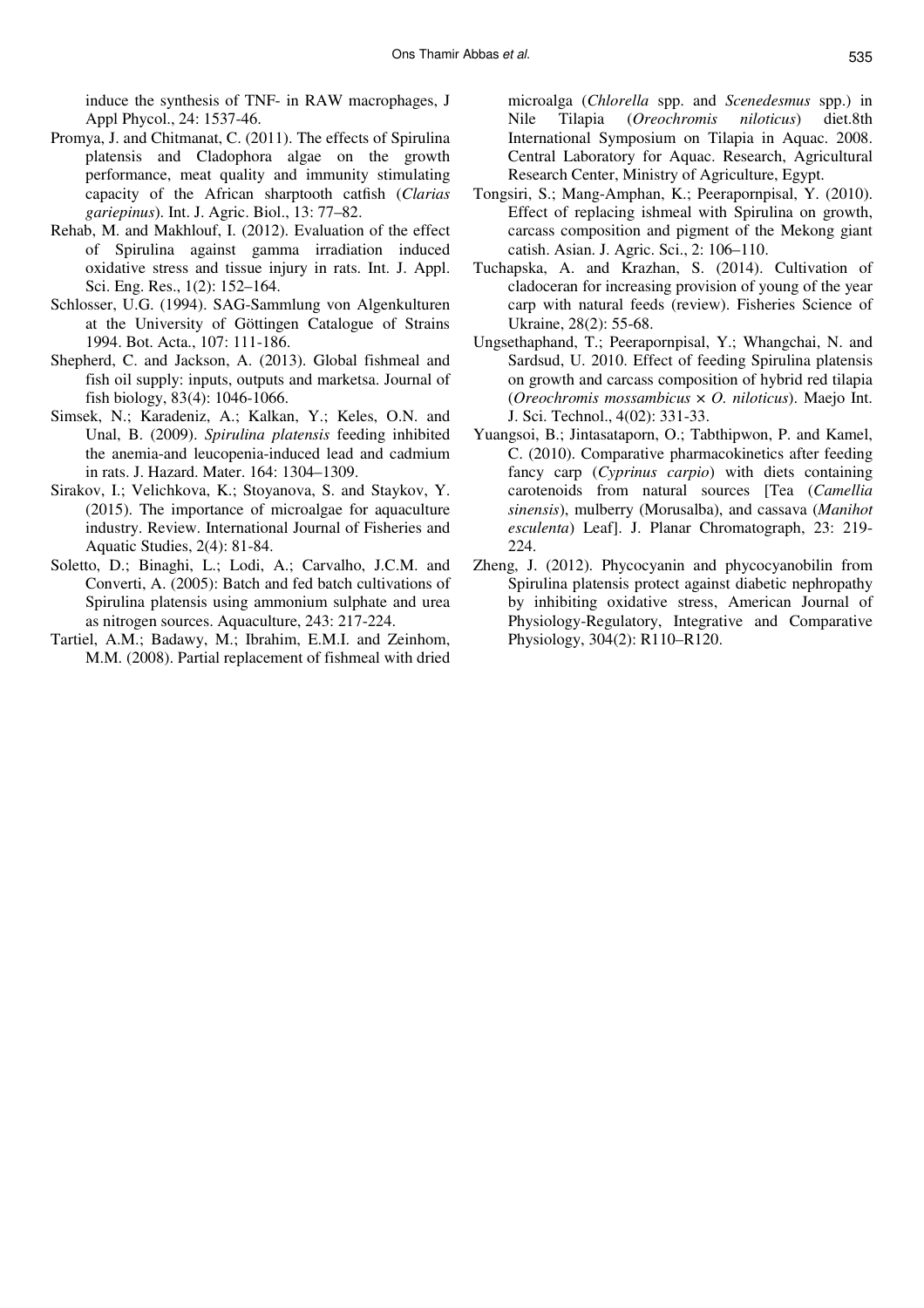induce the synthesis of TNF- in RAW macrophages, J Appl Phycol., 24: 1537-46.

Promya, J. and Chitmanat, C. (2011). The effects of Spirulina platensis and Cladophora algae on the growth performance, meat quality and immunity stimulating capacity of the African sharptooth catfish (*Clarias gariepinus*). Int. J. Agric. Biol., 13: 77–82.

Rehab, M. and Makhlouf, I. (2012). Evaluation of the effect of Spirulina against gamma irradiation induced oxidative stress and tissue injury in rats. Int. J. Appl. Sci. Eng. Res., 1(2): 152–164.

Schlosser, U.G. (1994). SAG-Sammlung von Algenkulturen at the University of Göttingen Catalogue of Strains 1994. Bot. Acta., 107: 111-186.

Shepherd, C. and Jackson, A. (2013). Global fishmeal and fish oil supply: inputs, outputs and marketsa. Journal of fish biology, 83(4): 1046-1066.

Simsek, N.; Karadeniz, A.; Kalkan, Y.; Keles, O.N. and Unal, B. (2009). *Spirulina platensis* feeding inhibited the anemia-and leucopenia-induced lead and cadmium in rats. J. Hazard. Mater. 164: 1304–1309.

Sirakov, I.; Velichkova, K.; Stoyanova, S. and Staykov, Y. (2015). The importance of microalgae for aquaculture industry. Review. International Journal of Fisheries and Aquatic Studies, 2(4): 81-84.

Soletto, D.; Binaghi, L.; Lodi, A.; Carvalho, J.C.M. and Converti, A. (2005): Batch and fed batch cultivations of Spirulina platensis using ammonium sulphate and urea as nitrogen sources. Aquaculture, 243: 217-224.

Tartiel, A.M.; Badawy, M.; Ibrahim, E.M.I. and Zeinhom, M.M. (2008). Partial replacement of fishmeal with dried microalga (*Chlorella* spp. and *Scenedesmus* spp.) in Nile Tilapia (*Oreochromis niloticus*) diet.8th International Symposium on Tilapia in Aquac. 2008. Central Laboratory for Aquac. Research, Agricultural Research Center, Ministry of Agriculture, Egypt.

Tongsiri, S.; Mang-Amphan, K.; Peerapornpisal, Y. (2010). Effect of replacing ishmeal with Spirulina on growth, carcass composition and pigment of the Mekong giant catish. Asian. J. Agric. Sci., 2: 106–110.

Tuchapska, A. and Krazhan, S. (2014). Cultivation of cladoceran for increasing provision of young of the year carp with natural feeds (review). Fisheries Science of Ukraine, 28(2): 55-68.

Ungsethaphand, T.; Peerapornpisal, Y.; Whangchai, N. and Sardsud, U. 2010. Effect of feeding Spirulina platensis on growth and carcass composition of hybrid red tilapia (*Oreochromis mossambicus* × *O. niloticus*). Maejo Int. J. Sci. Technol., 4(02): 331-33.

Yuangsoi, B.; Jintasataporn, O.; Tabthipwon, P. and Kamel, C. (2010). Comparative pharmacokinetics after feeding fancy carp (*Cyprinus carpio*) with diets containing carotenoids from natural sources [Tea (*Camellia sinensis*), mulberry (Morusalba), and cassava (*Manihot esculenta*) Leaf]. J. Planar Chromatograph, 23: 219-224.

Zheng, J. (2012). Phycocyanin and phycocyanobilin from Spirulina platensis protect against diabetic nephropathy by inhibiting oxidative stress, American Journal of Physiology-Regulatory, Integrative and Comparative Physiology, 304(2): R110–R120.